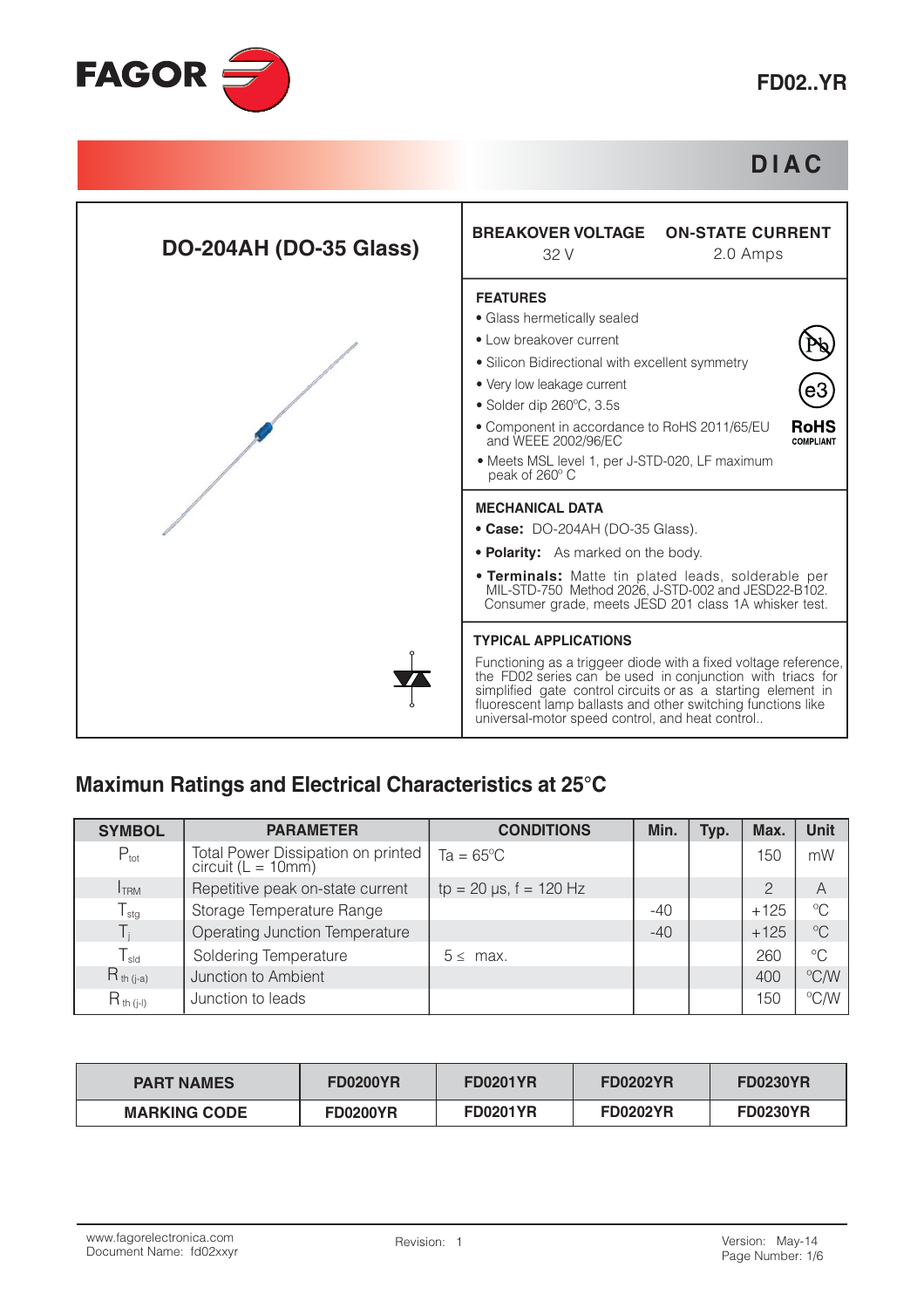FAGOR

# FD02..YR

## DIAC

### DO-204AH (DO-35 Glass)

| BREAKOVER VOLTAGE | ON-STATE CURRENT |
|---|---|
| 32 V | 2.0 Amps |

### FEATURES

- Glass hermetically sealed
- Low breakover current
- Silicon Bidirectional with excellent symmetry
- Very low leakage current
- Solder dip 260ºC, 3.5s
- Component in accordance to RoHS 2011/65/EU and WEEE 2002/96/EC
- Meets MSL level 1, per J-STD-020, LF maximum peak of 260º C

RoHS COMPLIANT

### MECHANICAL DATA

- **Case:** DO-204AH (DO-35 Glass).
- **Polarity:** As marked on the body.
- **Terminals:** Matte tin plated leads, solderable per MIL-STD-750 Method 2026, J-STD-002 and JESD22-B102. Consumer grade, meets JESD 201 class 1A whisker test.

### TYPICAL APPLICATIONS

Functioning as a triggeer diode with a fixed voltage reference, the FD02 series can be used in conjunction with triacs for simplified gate control circuits or as a starting element in fluorescent lamp ballasts and other switching functions like universal-motor speed control, and heat control..

## Maximun Ratings and Electrical Characteristics at 25°C

| SYMBOL | PARAMETER | CONDITIONS | Min. | Typ. | Max. | Unit |
|---|---|---|---|---|---|---|
| $P_{tot}$ | Total Power Dissipation on printed circuit (L = 10mm) | Ta = 65ºC | | | 150 | mW |
| $I_{TRM}$ | Repetitive peak on-state current | tp = 20 µs, f = 120 Hz | | | 2 | A |
| $T_{stg}$ | Storage Temperature Range | | -40 | | +125 | ºC |
| $T_j$ | Operating Junction Temperature | | -40 | | +125 | ºC |
| $T_{sld}$ | Soldering Temperature | 5 ≤ max. | | | 260 | ºC |
| $R_{th\ (j-a)}$ | Junction to Ambient | | | | 400 | ºC/W |
| $R_{th\ (j-l)}$ | Junction to leads | | | | 150 | ºC/W |

| PART NAMES | FD0200YR | FD0201YR | FD0202YR | FD0230YR |
|---|---|---|---|---|
| MARKING CODE | FD0200YR | FD0201YR | FD0202YR | FD0230YR |

www.fagorelectronica.com
Document Name: fd02xxyr

Revision: 1

Version: May-14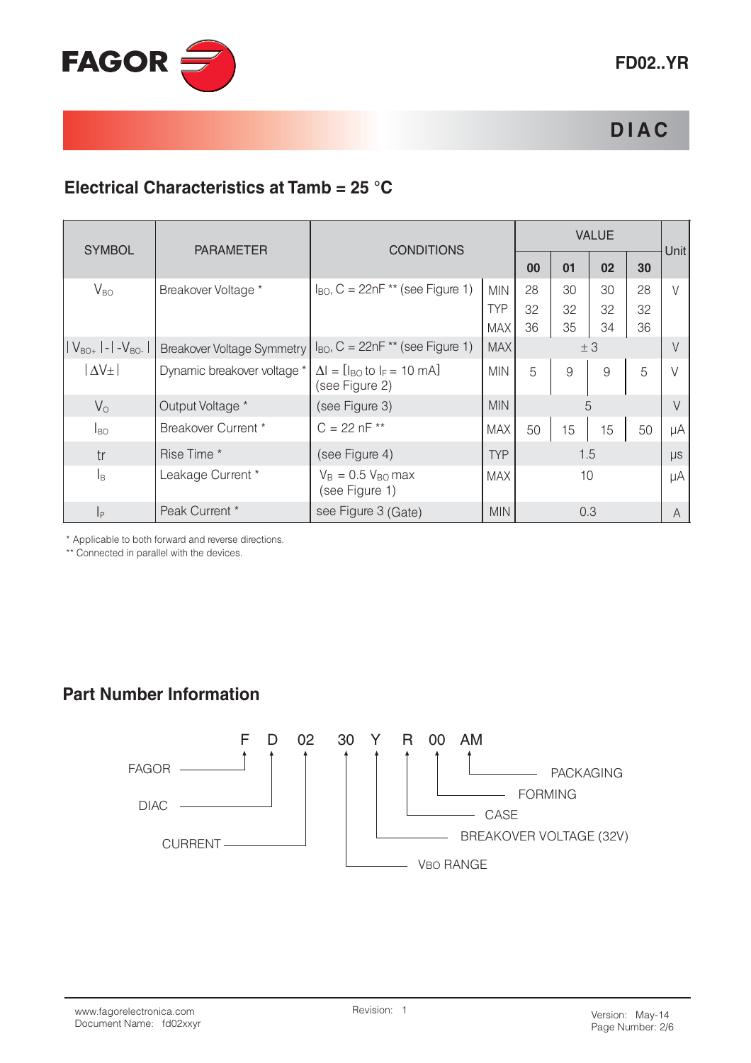# DIAC

## Electrical Characteristics at Tamb = 25 °C

| SYMBOL | PARAMETER | CONDITIONS | | VALUE | | | | Unit |
|---|---|---|---|---|---|---|---|---|
| | | | | 00 | 01 | 02 | 30 | |
| $V_{BO}$ | Breakover Voltage * | $I_{BO}$, C = 22nF ** (see Figure 1) | MIN | 28 | 30 | 30 | 28 | V |
| | | | TYP | 32 | 32 | 32 | 32 | |
| | | | MAX | 36 | 35 | 34 | 36 | |
| $\| V_{BO+} \| - \| -V_{BO-} \|$ | Breakover Voltage Symmetry | $I_{BO}$, C = 22nF ** (see Figure 1) | MAX | ± 3 | | | | V |
| $\| \Delta V\pm \|$ | Dynamic breakover voltage * | $\Delta I$ = [$I_{BO}$ to $I_F$ = 10 mA] (see Figure 2) | MIN | 5 | 9 | 9 | 5 | V |
| $V_O$ | Output Voltage * | (see Figure 3) | MIN | 5 | | | | V |
| $I_{BO}$ | Breakover Current * | C = 22 nF ** | MAX | 50 | 15 | 15 | 50 | μA |
| tr | Rise Time * | (see Figure 4) | TYP | 1.5 | | | | μs |
| $I_B$ | Leakage Current * | $V_B$ = 0.5 $V_{BO}$ max (see Figure 1) | MAX | 10 | | | | μA |
| $I_P$ | Peak Current * | see Figure 3 (Gate) | MIN | 0.3 | | | | A |

\* Applicable to both forward and reverse directions.
\*\* Connected in parallel with the devices.

## Part Number Information

F D 02 30 Y R 00 AM

- F — FAGOR
- D — DIAC
- 02 — CURRENT
- 30 — VBO RANGE
- Y — BREAKOVER VOLTAGE (32V)
- R — CASE
- 00 — FORMING
- AM — PACKAGING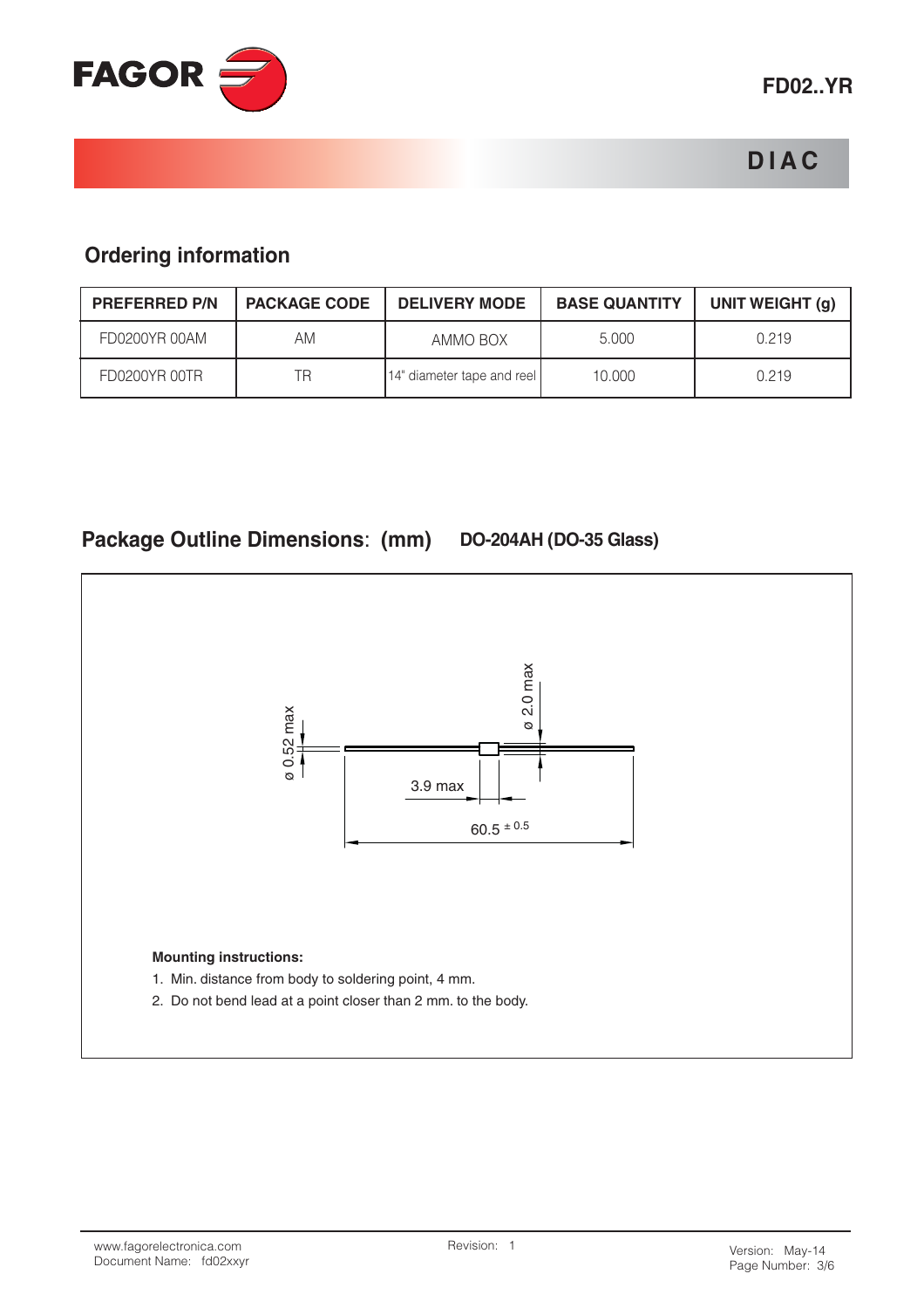# DIAC

## Ordering information

| PREFERRED P/N | PACKAGE CODE | DELIVERY MODE | BASE QUANTITY | UNIT WEIGHT (g) |
|---|---|---|---|---|
| FD0200YR 00AM | AM | AMMO BOX | 5.000 | 0.219 |
| FD0200YR 00TR | TR | 14" diameter tape and reel | 10.000 | 0.219 |

## Package Outline Dimensions: (mm) DO-204AH (DO-35 Glass)

ø 0.52 max

ø 2.0 max

3.9 max

60.5 ± 0.5

**Mounting instructions:**

1. Min. distance from body to soldering point, 4 mm.
2. Do not bend lead at a point closer than 2 mm. to the body.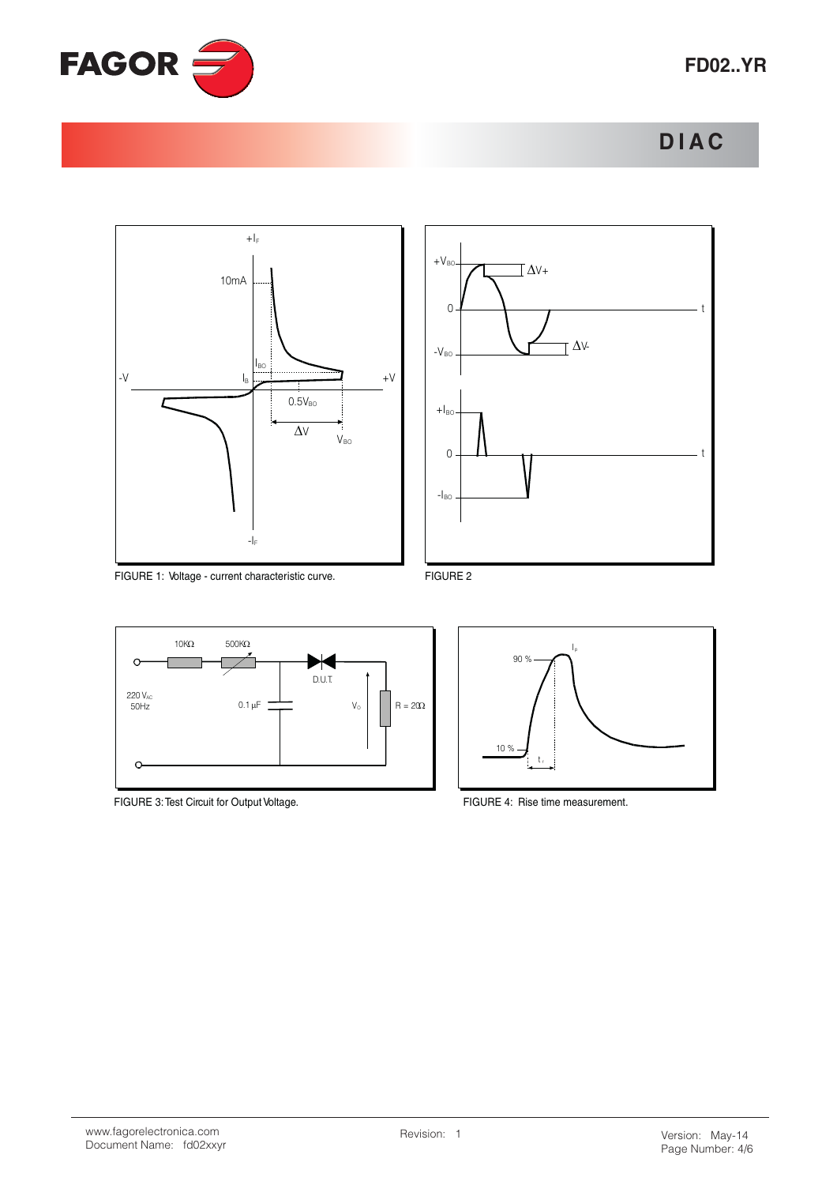FIGURE 1: Voltage - current characteristic curve.

FIGURE 2

FIGURE 3: Test Circuit for Output Voltage.

FIGURE 4: Rise time measurement.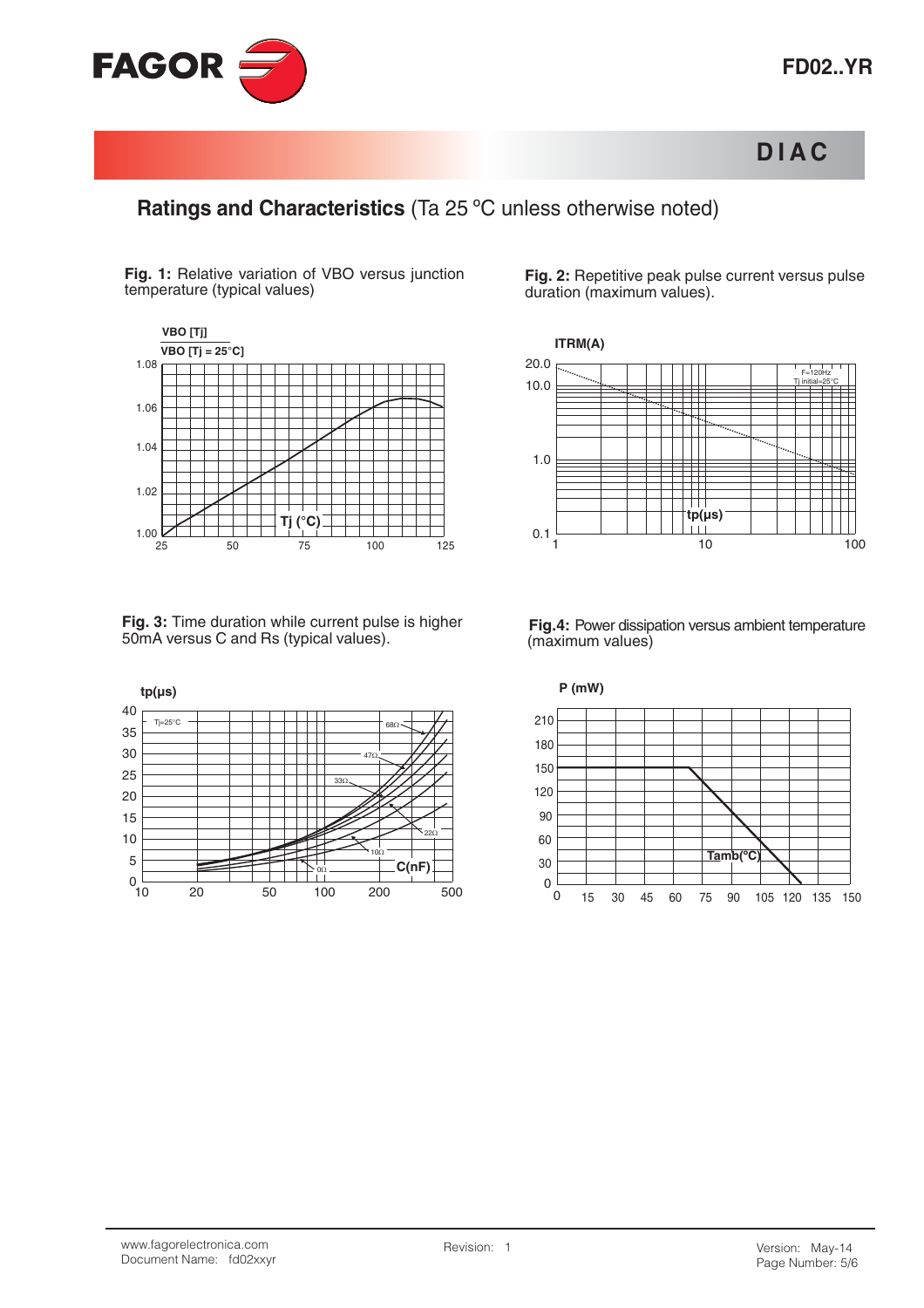## Ratings and Characteristics (Ta 25 ºC unless otherwise noted)

**Fig. 1:** Relative variation of VBO versus junction temperature (typical values)

**Fig. 2:** Repetitive peak pulse current versus pulse duration (maximum values).

**Fig. 3:** Time duration while current pulse is higher 50mA versus C and Rs (typical values).

**Fig.4:** Power dissipation versus ambient temperature (maximum values)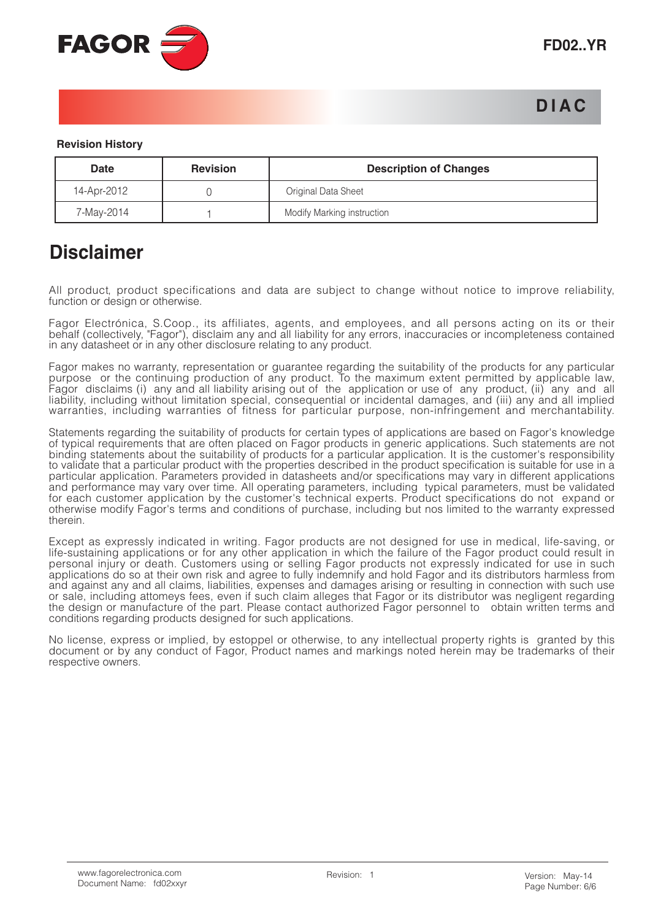**Revision History**

| Date | Revision | Description of Changes |
| --- | --- | --- |
| 14-Apr-2012 | 0 | Original Data Sheet |
| 7-May-2014 | 1 | Modify Marking instruction |

# Disclaimer

All product, product specifications and data are subject to change without notice to improve reliability, function or design or otherwise.

Fagor Electrónica, S.Coop., its affiliates, agents, and employees, and all persons acting on its or their behalf (collectively, "Fagor"), disclaim any and all liability for any errors, inaccuracies or incompleteness contained in any datasheet or in any other disclosure relating to any product.

Fagor makes no warranty, representation or guarantee regarding the suitability of the products for any particular purpose or the continuing production of any product. To the maximum extent permitted by applicable law, Fagor disclaims (i) any and all liability arising out of the application or use of any product, (ii) any and all liability, including without limitation special, consequential or incidental damages, and (iii) any and all implied warranties, including warranties of fitness for particular purpose, non-infringement and merchantability.

Statements regarding the suitability of products for certain types of applications are based on Fagor's knowledge of typical requirements that are often placed on Fagor products in generic applications. Such statements are not binding statements about the suitability of products for a particular application. It is the customer's responsibility to validate that a particular product with the properties described in the product specification is suitable for use in a particular application. Parameters provided in datasheets and/or specifications may vary in different applications and performance may vary over time. All operating parameters, including typical parameters, must be validated for each customer application by the customer's technical experts. Product specifications do not expand or otherwise modify Fagor's terms and conditions of purchase, including but nos limited to the warranty expressed therein.

Except as expressly indicated in writing. Fagor products are not designed for use in medical, life-saving, or life-sustaining applications or for any other application in which the failure of the Fagor product could result in personal injury or death. Customers using or selling Fagor products not expressly indicated for use in such applications do so at their own risk and agree to fully indemnify and hold Fagor and its distributors harmless from and against any and all claims, liabilities, expenses and damages arising or resulting in connection with such use or sale, including attomeys fees, even if such claim alleges that Fagor or its distributor was negligent regarding the design or manufacture of the part. Please contact authorized Fagor personnel to obtain written terms and conditions regarding products designed for such applications.

No license, express or implied, by estoppel or otherwise, to any intellectual property rights is granted by this document or by any conduct of Fagor, Product names and markings noted herein may be trademarks of their respective owners.